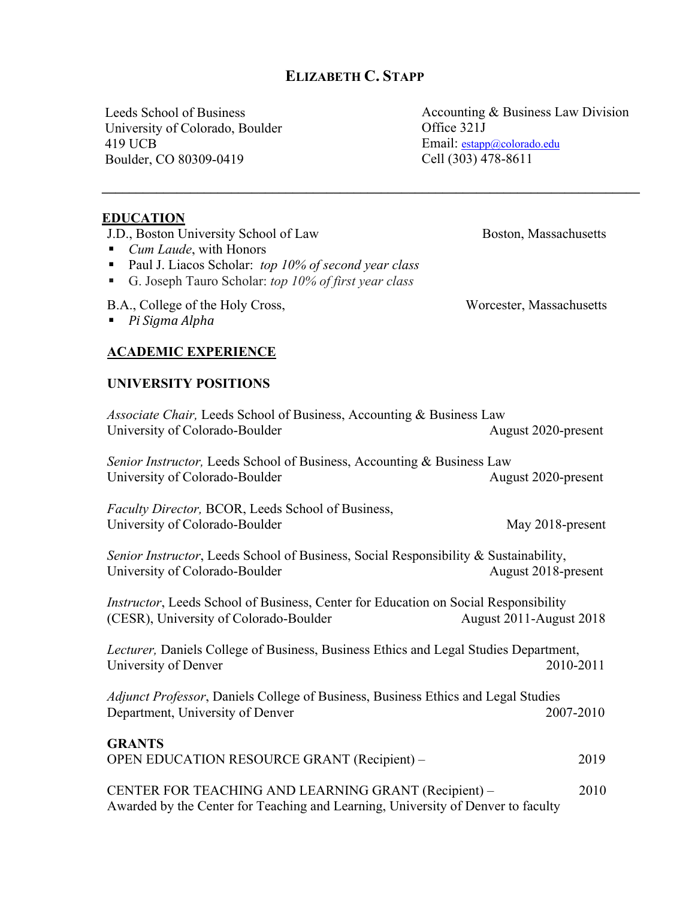# ELIZABETH C. STAPP

Leeds School of Business
University of Colorado, Boulder
419 UCB
Boulder, CO 80309-0419

Accounting & Business Law Division
Office 321J
Email: estapp@colorado.edu
Cell (303) 478-8611

---

## EDUCATION

J.D., Boston University School of Law — Boston, Massachusetts

- *Cum Laude*, with Honors
- Paul J. Liacos Scholar: *top 10% of second year class*
- G. Joseph Tauro Scholar: *top 10% of first year class*

B.A., College of the Holy Cross, — Worcester, Massachusetts

- *Pi Sigma Alpha*

## ACADEMIC EXPERIENCE

### UNIVERSITY POSITIONS

*Associate Chair,* Leeds School of Business, Accounting & Business Law
University of Colorado-Boulder — August 2020-present

*Senior Instructor,* Leeds School of Business, Accounting & Business Law
University of Colorado-Boulder — August 2020-present

*Faculty Director,* BCOR, Leeds School of Business,
University of Colorado-Boulder — May 2018-present

*Senior Instructor*, Leeds School of Business, Social Responsibility & Sustainability,
University of Colorado-Boulder — August 2018-present

*Instructor*, Leeds School of Business, Center for Education on Social Responsibility (CESR), University of Colorado-Boulder — August 2011-August 2018

*Lecturer,* Daniels College of Business, Business Ethics and Legal Studies Department,
University of Denver — 2010-2011

*Adjunct Professor*, Daniels College of Business, Business Ethics and Legal Studies Department, University of Denver — 2007-2010

### GRANTS

OPEN EDUCATION RESOURCE GRANT (Recipient) – — 2019

CENTER FOR TEACHING AND LEARNING GRANT (Recipient) – — 2010
Awarded by the Center for Teaching and Learning, University of Denver to faculty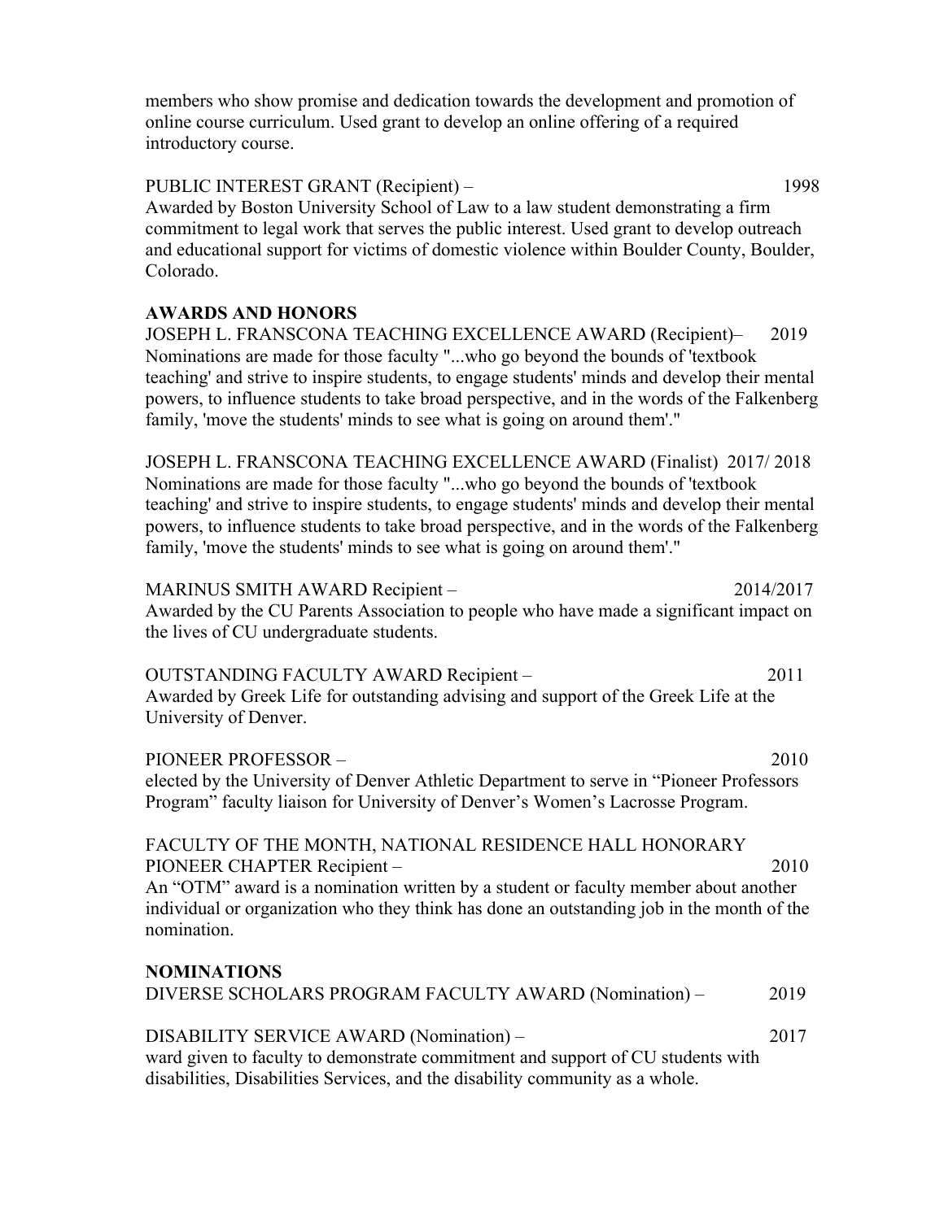members who show promise and dedication towards the development and promotion of online course curriculum. Used grant to develop an online offering of a required introductory course.

PUBLIC INTEREST GRANT (Recipient) – 1998
Awarded by Boston University School of Law to a law student demonstrating a firm commitment to legal work that serves the public interest. Used grant to develop outreach and educational support for victims of domestic violence within Boulder County, Boulder, Colorado.

## AWARDS AND HONORS

JOSEPH L. FRANSCONA TEACHING EXCELLENCE AWARD (Recipient)– 2019
Nominations are made for those faculty "...who go beyond the bounds of 'textbook teaching' and strive to inspire students, to engage students' minds and develop their mental powers, to influence students to take broad perspective, and in the words of the Falkenberg family, 'move the students' minds to see what is going on around them'."

JOSEPH L. FRANSCONA TEACHING EXCELLENCE AWARD (Finalist) 2017/ 2018
Nominations are made for those faculty "...who go beyond the bounds of 'textbook teaching' and strive to inspire students, to engage students' minds and develop their mental powers, to influence students to take broad perspective, and in the words of the Falkenberg family, 'move the students' minds to see what is going on around them'."

MARINUS SMITH AWARD Recipient – 2014/2017
Awarded by the CU Parents Association to people who have made a significant impact on the lives of CU undergraduate students.

OUTSTANDING FACULTY AWARD Recipient – 2011
Awarded by Greek Life for outstanding advising and support of the Greek Life at the University of Denver.

PIONEER PROFESSOR – 2010
elected by the University of Denver Athletic Department to serve in "Pioneer Professors Program" faculty liaison for University of Denver's Women's Lacrosse Program.

FACULTY OF THE MONTH, NATIONAL RESIDENCE HALL HONORARY PIONEER CHAPTER Recipient – 2010
An "OTM" award is a nomination written by a student or faculty member about another individual or organization who they think has done an outstanding job in the month of the nomination.

## NOMINATIONS

DIVERSE SCHOLARS PROGRAM FACULTY AWARD (Nomination) – 2019

DISABILITY SERVICE AWARD (Nomination) – 2017
ward given to faculty to demonstrate commitment and support of CU students with disabilities, Disabilities Services, and the disability community as a whole.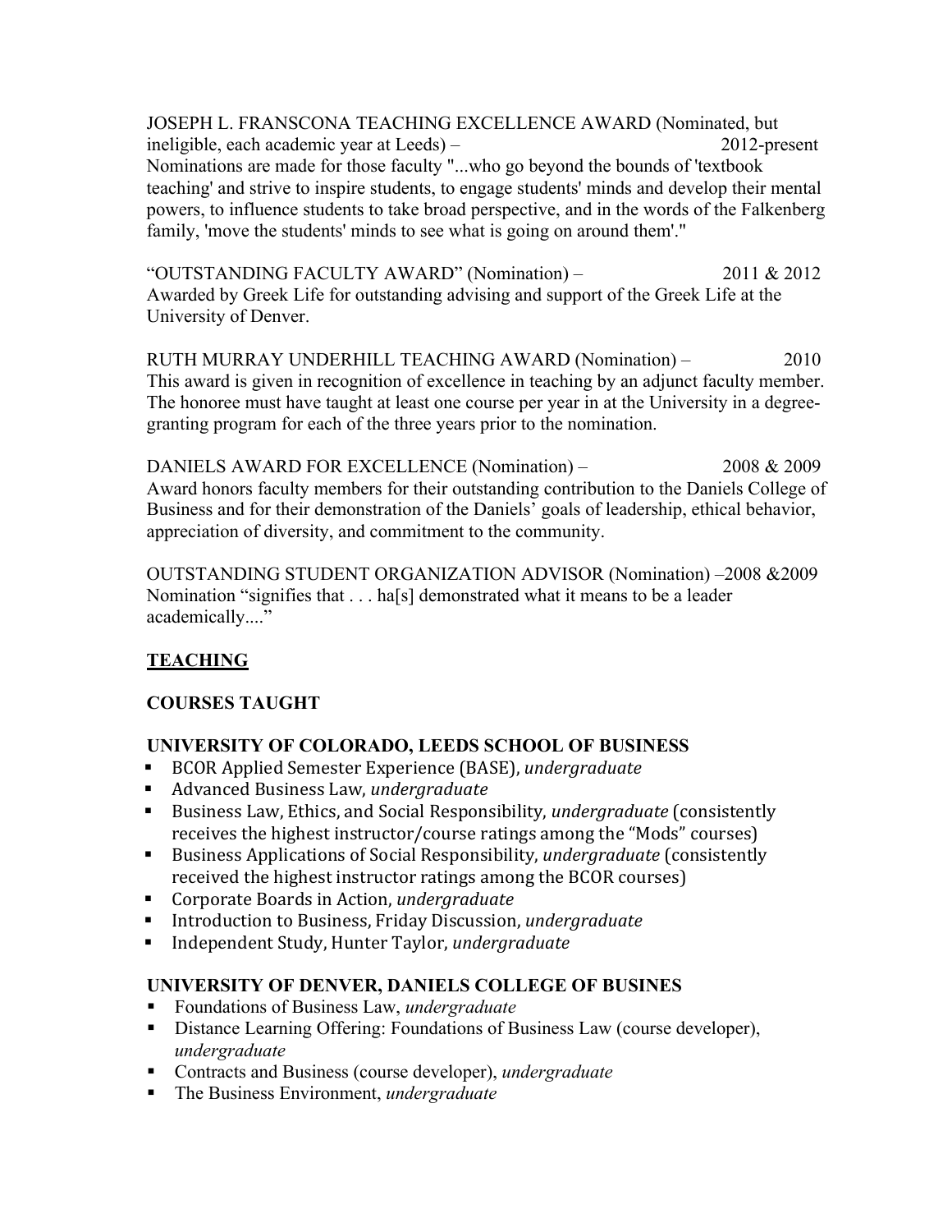JOSEPH L. FRANSCONA TEACHING EXCELLENCE AWARD (Nominated, but ineligible, each academic year at Leeds) – 2012-present
Nominations are made for those faculty "...who go beyond the bounds of 'textbook teaching' and strive to inspire students, to engage students' minds and develop their mental powers, to influence students to take broad perspective, and in the words of the Falkenberg family, 'move the students' minds to see what is going on around them'."

"OUTSTANDING FACULTY AWARD" (Nomination) – 2011 & 2012
Awarded by Greek Life for outstanding advising and support of the Greek Life at the University of Denver.

RUTH MURRAY UNDERHILL TEACHING AWARD (Nomination) – 2010
This award is given in recognition of excellence in teaching by an adjunct faculty member. The honoree must have taught at least one course per year in at the University in a degree-granting program for each of the three years prior to the nomination.

DANIELS AWARD FOR EXCELLENCE (Nomination) – 2008 & 2009
Award honors faculty members for their outstanding contribution to the Daniels College of Business and for their demonstration of the Daniels' goals of leadership, ethical behavior, appreciation of diversity, and commitment to the community.

OUTSTANDING STUDENT ORGANIZATION ADVISOR (Nomination) –2008 &2009
Nomination "signifies that . . . ha[s] demonstrated what it means to be a leader academically...."

## TEACHING

### COURSES TAUGHT

### UNIVERSITY OF COLORADO, LEEDS SCHOOL OF BUSINESS

- BCOR Applied Semester Experience (BASE), *undergraduate*
- Advanced Business Law, *undergraduate*
- Business Law, Ethics, and Social Responsibility, *undergraduate* (consistently receives the highest instructor/course ratings among the "Mods" courses)
- Business Applications of Social Responsibility, *undergraduate* (consistently received the highest instructor ratings among the BCOR courses)
- Corporate Boards in Action, *undergraduate*
- Introduction to Business, Friday Discussion, *undergraduate*
- Independent Study, Hunter Taylor, *undergraduate*

### UNIVERSITY OF DENVER, DANIELS COLLEGE OF BUSINES

- Foundations of Business Law, *undergraduate*
- Distance Learning Offering: Foundations of Business Law (course developer), *undergraduate*
- Contracts and Business (course developer), *undergraduate*
- The Business Environment, *undergraduate*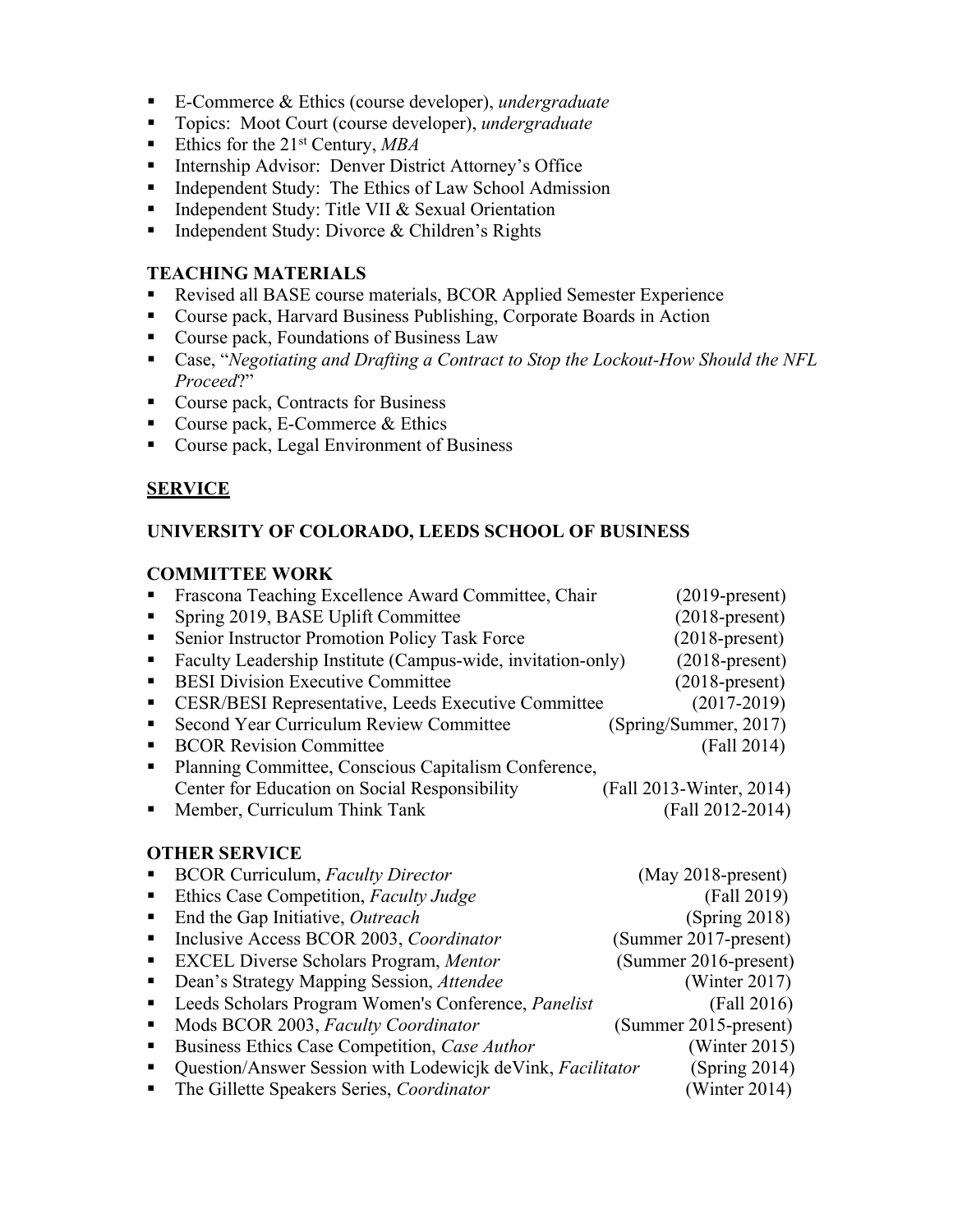- E-Commerce & Ethics (course developer), *undergraduate*
- Topics: Moot Court (course developer), *undergraduate*
- Ethics for the 21st Century, *MBA*
- Internship Advisor: Denver District Attorney's Office
- Independent Study: The Ethics of Law School Admission
- Independent Study: Title VII & Sexual Orientation
- Independent Study: Divorce & Children's Rights

**TEACHING MATERIALS**

- Revised all BASE course materials, BCOR Applied Semester Experience
- Course pack, Harvard Business Publishing, Corporate Boards in Action
- Course pack, Foundations of Business Law
- Case, "*Negotiating and Drafting a Contract to Stop the Lockout-How Should the NFL Proceed*?"
- Course pack, Contracts for Business
- Course pack, E-Commerce & Ethics
- Course pack, Legal Environment of Business

## SERVICE

### UNIVERSITY OF COLORADO, LEEDS SCHOOL OF BUSINESS

**COMMITTEE WORK**

- Frascona Teaching Excellence Award Committee, Chair (2019-present)
- Spring 2019, BASE Uplift Committee (2018-present)
- Senior Instructor Promotion Policy Task Force (2018-present)
- Faculty Leadership Institute (Campus-wide, invitation-only) (2018-present)
- BESI Division Executive Committee (2018-present)
- CESR/BESI Representative, Leeds Executive Committee (2017-2019)
- Second Year Curriculum Review Committee (Spring/Summer, 2017)
- BCOR Revision Committee (Fall 2014)
- Planning Committee, Conscious Capitalism Conference, Center for Education on Social Responsibility (Fall 2013-Winter, 2014)
- Member, Curriculum Think Tank (Fall 2012-2014)

**OTHER SERVICE**

- BCOR Curriculum, *Faculty Director* (May 2018-present)
- Ethics Case Competition, *Faculty Judge* (Fall 2019)
- End the Gap Initiative, *Outreach* (Spring 2018)
- Inclusive Access BCOR 2003, *Coordinator* (Summer 2017-present)
- EXCEL Diverse Scholars Program, *Mentor* (Summer 2016-present)
- Dean's Strategy Mapping Session, *Attendee* (Winter 2017)
- Leeds Scholars Program Women's Conference, *Panelist* (Fall 2016)
- Mods BCOR 2003, *Faculty Coordinator* (Summer 2015-present)
- Business Ethics Case Competition, *Case Author* (Winter 2015)
- Question/Answer Session with Lodewicjk deVink, *Facilitator* (Spring 2014)
- The Gillette Speakers Series, *Coordinator* (Winter 2014)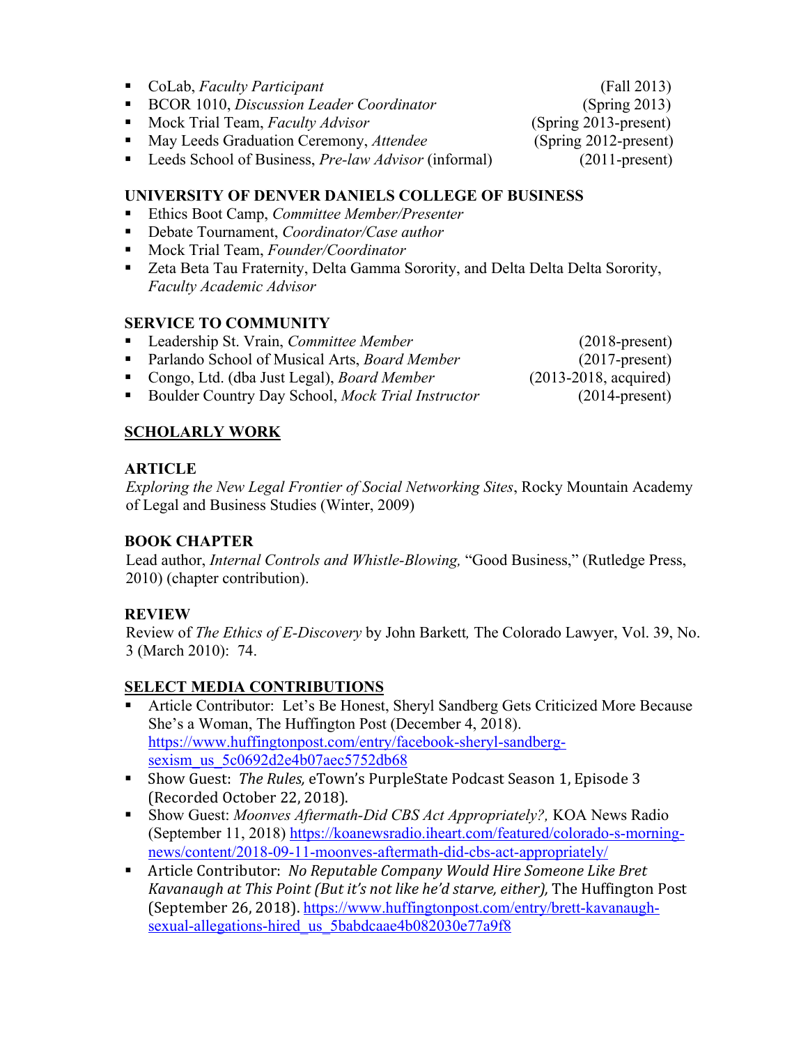- CoLab, *Faculty Participant* (Fall 2013)
- BCOR 1010, *Discussion Leader Coordinator* (Spring 2013)
- Mock Trial Team, *Faculty Advisor* (Spring 2013-present)
- May Leeds Graduation Ceremony, *Attendee* (Spring 2012-present)
- Leeds School of Business, *Pre-law Advisor* (informal) (2011-present)

**UNIVERSITY OF DENVER DANIELS COLLEGE OF BUSINESS**

- Ethics Boot Camp, *Committee Member/Presenter*
- Debate Tournament, *Coordinator/Case author*
- Mock Trial Team, *Founder/Coordinator*
- Zeta Beta Tau Fraternity, Delta Gamma Sorority, and Delta Delta Delta Sorority, *Faculty Academic Advisor*

**SERVICE TO COMMUNITY**

- Leadership St. Vrain, *Committee Member* (2018-present)
- Parlando School of Musical Arts, *Board Member* (2017-present)
- Congo, Ltd. (dba Just Legal), *Board Member* (2013-2018, acquired)
- Boulder Country Day School, *Mock Trial Instructor* (2014-present)

## SCHOLARLY WORK

**ARTICLE**

*Exploring the New Legal Frontier of Social Networking Sites*, Rocky Mountain Academy of Legal and Business Studies (Winter, 2009)

**BOOK CHAPTER**

Lead author, *Internal Controls and Whistle-Blowing,* "Good Business," (Rutledge Press, 2010) (chapter contribution).

**REVIEW**

Review of *The Ethics of E-Discovery* by John Barkett*,* The Colorado Lawyer, Vol. 39, No. 3 (March 2010): 74.

## SELECT MEDIA CONTRIBUTIONS

- Article Contributor: Let's Be Honest, Sheryl Sandberg Gets Criticized More Because She's a Woman, The Huffington Post (December 4, 2018). https://www.huffingtonpost.com/entry/facebook-sheryl-sandberg-sexism_us_5c0692d2e4b07aec5752db68
- Show Guest: *The Rules,* eTown's PurpleState Podcast Season 1, Episode 3 (Recorded October 22, 2018).
- Show Guest: *Moonves Aftermath-Did CBS Act Appropriately?,* KOA News Radio (September 11, 2018) https://koanewsradio.iheart.com/featured/colorado-s-morning-news/content/2018-09-11-moonves-aftermath-did-cbs-act-appropriately/
- Article Contributor: *No Reputable Company Would Hire Someone Like Bret Kavanaugh at This Point (But it's not like he'd starve, either),* The Huffington Post (September 26, 2018). https://www.huffingtonpost.com/entry/brett-kavanaugh-sexual-allegations-hired_us_5babdcaae4b082030e77a9f8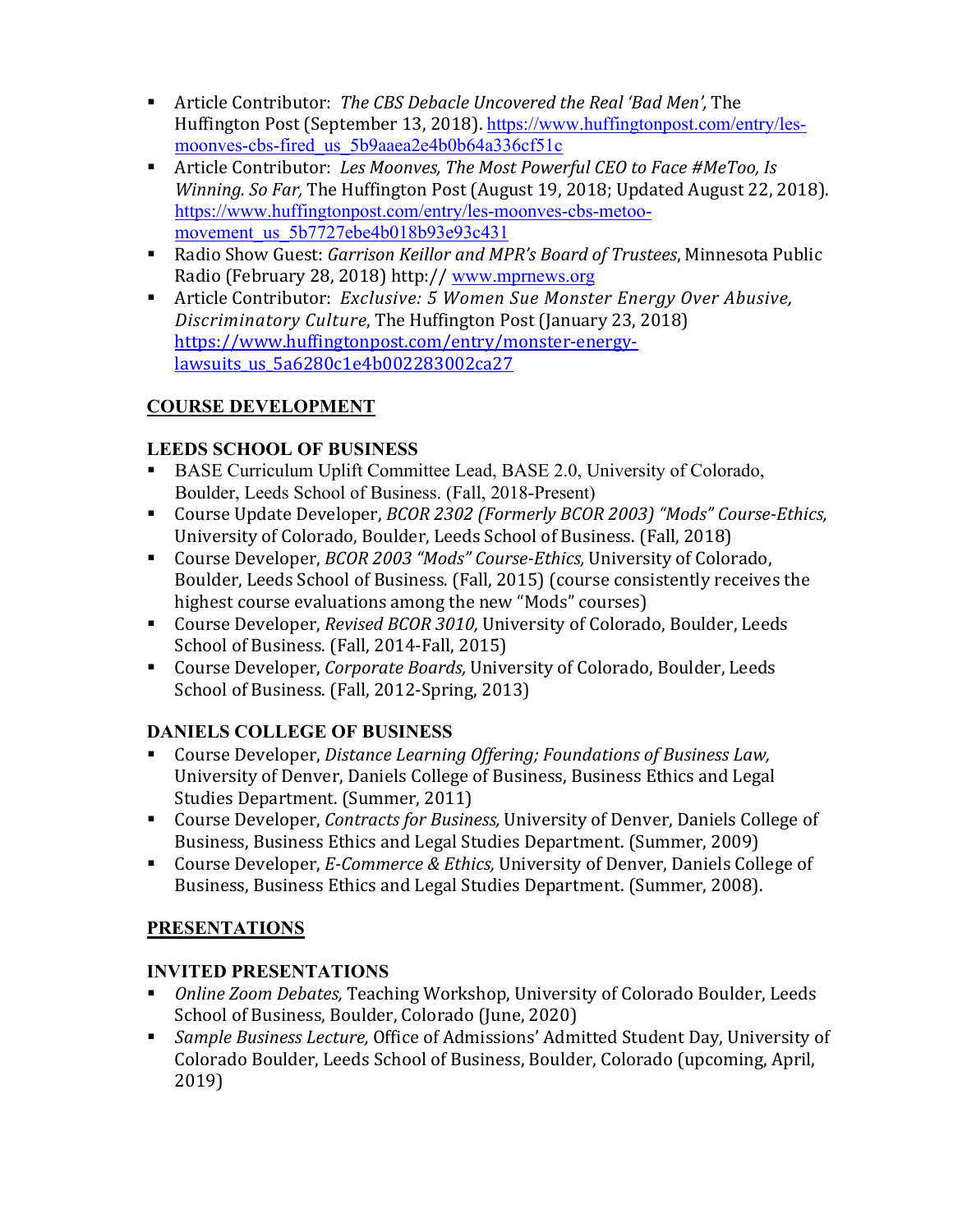- Article Contributor: *The CBS Debacle Uncovered the Real 'Bad Men',* The Huffington Post (September 13, 2018). https://www.huffingtonpost.com/entry/les-moonves-cbs-fired_us_5b9aaea2e4b0b64a336cf51c
- Article Contributor: *Les Moonves, The Most Powerful CEO to Face #MeToo, Is Winning. So Far,* The Huffington Post (August 19, 2018; Updated August 22, 2018). https://www.huffingtonpost.com/entry/les-moonves-cbs-metoo-movement_us_5b7727ebe4b018b93e93c431
- Radio Show Guest: *Garrison Keillor and MPR's Board of Trustees*, Minnesota Public Radio (February 28, 2018) http:// www.mprnews.org
- Article Contributor: *Exclusive: 5 Women Sue Monster Energy Over Abusive, Discriminatory Culture*, The Huffington Post (January 23, 2018) https://www.huffingtonpost.com/entry/monster-energy-lawsuits_us_5a6280c1e4b002283002ca27

## COURSE DEVELOPMENT

### LEEDS SCHOOL OF BUSINESS

- BASE Curriculum Uplift Committee Lead, BASE 2.0, University of Colorado, Boulder, Leeds School of Business. (Fall, 2018-Present)
- Course Update Developer, *BCOR 2302 (Formerly BCOR 2003) "Mods" Course-Ethics,* University of Colorado, Boulder, Leeds School of Business. (Fall, 2018)
- Course Developer, *BCOR 2003 "Mods" Course-Ethics,* University of Colorado, Boulder, Leeds School of Business. (Fall, 2015) (course consistently receives the highest course evaluations among the new "Mods" courses)
- Course Developer, *Revised BCOR 3010,* University of Colorado, Boulder, Leeds School of Business. (Fall, 2014-Fall, 2015)
- Course Developer, *Corporate Boards,* University of Colorado, Boulder, Leeds School of Business. (Fall, 2012-Spring, 2013)

### DANIELS COLLEGE OF BUSINESS

- Course Developer, *Distance Learning Offering; Foundations of Business Law,* University of Denver, Daniels College of Business, Business Ethics and Legal Studies Department. (Summer, 2011)
- Course Developer, *Contracts for Business,* University of Denver, Daniels College of Business, Business Ethics and Legal Studies Department. (Summer, 2009)
- Course Developer, *E-Commerce & Ethics,* University of Denver, Daniels College of Business, Business Ethics and Legal Studies Department. (Summer, 2008).

## PRESENTATIONS

### INVITED PRESENTATIONS

- *Online Zoom Debates,* Teaching Workshop, University of Colorado Boulder, Leeds School of Business, Boulder, Colorado (June, 2020)
- *Sample Business Lecture,* Office of Admissions' Admitted Student Day, University of Colorado Boulder, Leeds School of Business, Boulder, Colorado (upcoming, April, 2019)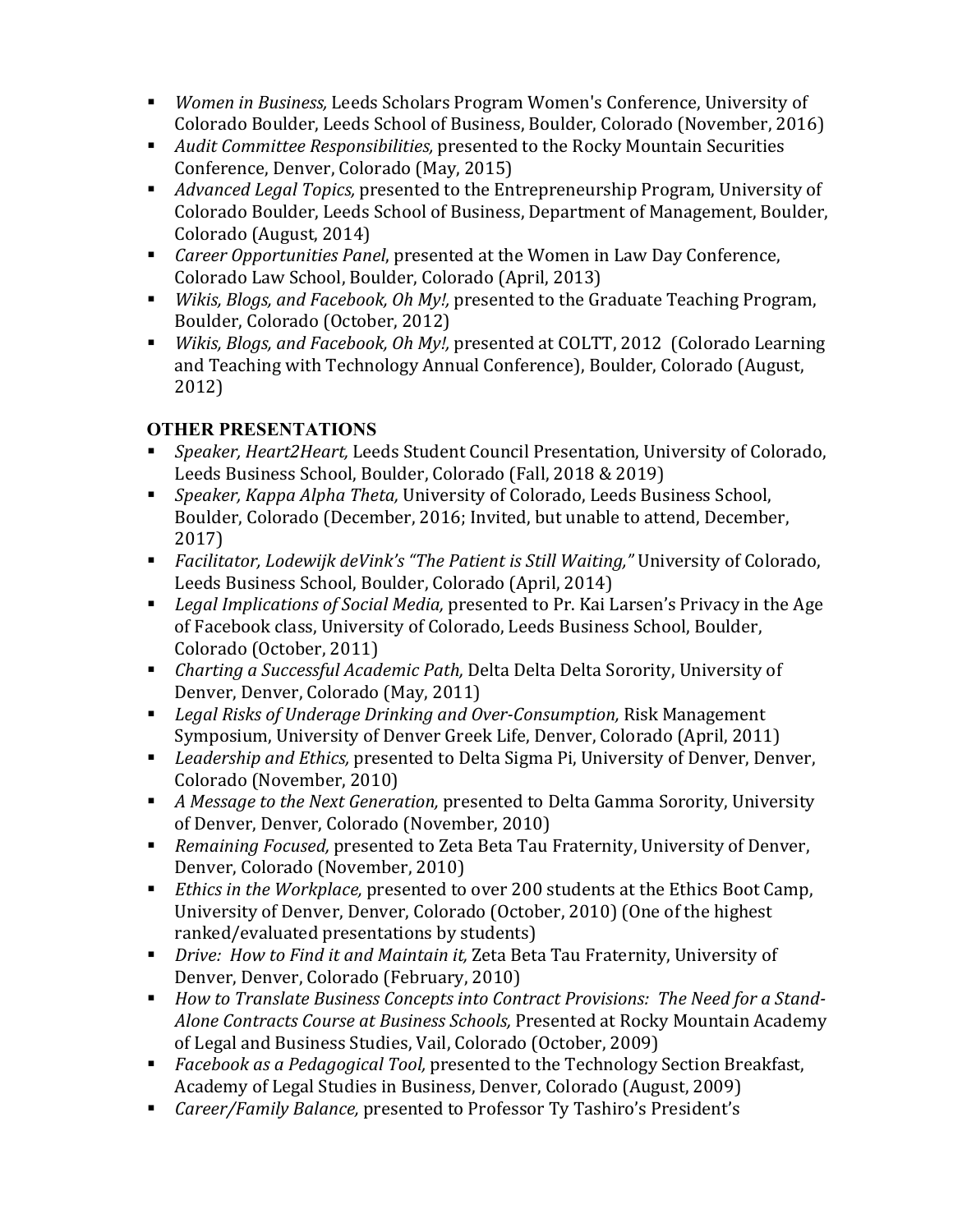- *Women in Business,* Leeds Scholars Program Women's Conference, University of Colorado Boulder, Leeds School of Business, Boulder, Colorado (November, 2016)
- *Audit Committee Responsibilities,* presented to the Rocky Mountain Securities Conference, Denver, Colorado (May, 2015)
- *Advanced Legal Topics,* presented to the Entrepreneurship Program, University of Colorado Boulder, Leeds School of Business, Department of Management, Boulder, Colorado (August, 2014)
- *Career Opportunities Panel*, presented at the Women in Law Day Conference, Colorado Law School, Boulder, Colorado (April, 2013)
- *Wikis, Blogs, and Facebook, Oh My!,* presented to the Graduate Teaching Program, Boulder, Colorado (October, 2012)
- *Wikis, Blogs, and Facebook, Oh My!,* presented at COLTT, 2012 (Colorado Learning and Teaching with Technology Annual Conference), Boulder, Colorado (August, 2012)

## OTHER PRESENTATIONS

- *Speaker, Heart2Heart,* Leeds Student Council Presentation, University of Colorado, Leeds Business School, Boulder, Colorado (Fall, 2018 & 2019)
- *Speaker, Kappa Alpha Theta,* University of Colorado, Leeds Business School, Boulder, Colorado (December, 2016; Invited, but unable to attend, December, 2017)
- *Facilitator, Lodewijk deVink's "The Patient is Still Waiting,"* University of Colorado, Leeds Business School, Boulder, Colorado (April, 2014)
- *Legal Implications of Social Media,* presented to Pr. Kai Larsen's Privacy in the Age of Facebook class, University of Colorado, Leeds Business School, Boulder, Colorado (October, 2011)
- *Charting a Successful Academic Path,* Delta Delta Delta Sorority, University of Denver, Denver, Colorado (May, 2011)
- *Legal Risks of Underage Drinking and Over-Consumption,* Risk Management Symposium, University of Denver Greek Life, Denver, Colorado (April, 2011)
- *Leadership and Ethics,* presented to Delta Sigma Pi, University of Denver, Denver, Colorado (November, 2010)
- *A Message to the Next Generation,* presented to Delta Gamma Sorority, University of Denver, Denver, Colorado (November, 2010)
- *Remaining Focused,* presented to Zeta Beta Tau Fraternity, University of Denver, Denver, Colorado (November, 2010)
- *Ethics in the Workplace,* presented to over 200 students at the Ethics Boot Camp, University of Denver, Denver, Colorado (October, 2010) (One of the highest ranked/evaluated presentations by students)
- *Drive: How to Find it and Maintain it,* Zeta Beta Tau Fraternity, University of Denver, Denver, Colorado (February, 2010)
- *How to Translate Business Concepts into Contract Provisions: The Need for a Stand-Alone Contracts Course at Business Schools,* Presented at Rocky Mountain Academy of Legal and Business Studies, Vail, Colorado (October, 2009)
- *Facebook as a Pedagogical Tool,* presented to the Technology Section Breakfast, Academy of Legal Studies in Business, Denver, Colorado (August, 2009)
- *Career/Family Balance,* presented to Professor Ty Tashiro's President's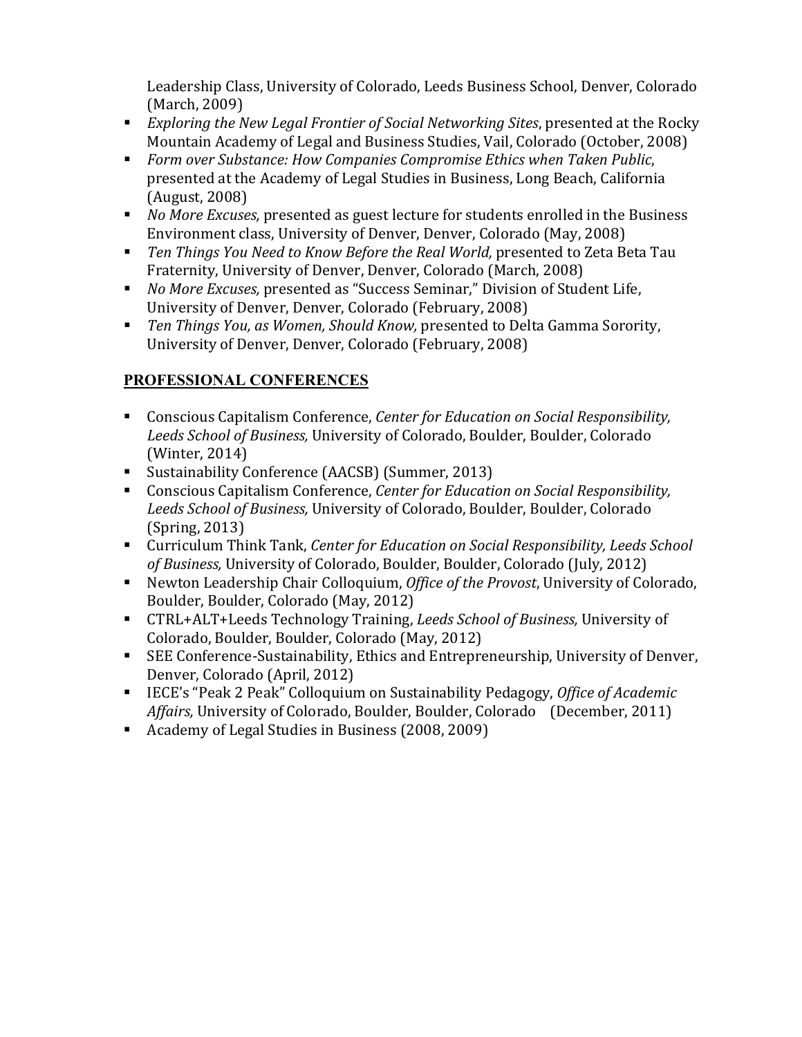Leadership Class, University of Colorado, Leeds Business School, Denver, Colorado (March, 2009)

- *Exploring the New Legal Frontier of Social Networking Sites*, presented at the Rocky Mountain Academy of Legal and Business Studies, Vail, Colorado (October, 2008)
- *Form over Substance: How Companies Compromise Ethics when Taken Public*, presented at the Academy of Legal Studies in Business, Long Beach, California (August, 2008)
- *No More Excuses,* presented as guest lecture for students enrolled in the Business Environment class, University of Denver, Denver, Colorado (May, 2008)
- *Ten Things You Need to Know Before the Real World,* presented to Zeta Beta Tau Fraternity, University of Denver, Denver, Colorado (March, 2008)
- *No More Excuses,* presented as "Success Seminar," Division of Student Life, University of Denver, Denver, Colorado (February, 2008)
- *Ten Things You, as Women, Should Know,* presented to Delta Gamma Sorority, University of Denver, Denver, Colorado (February, 2008)

## PROFESSIONAL CONFERENCES

- Conscious Capitalism Conference, *Center for Education on Social Responsibility, Leeds School of Business,* University of Colorado, Boulder, Boulder, Colorado (Winter, 2014)
- Sustainability Conference (AACSB) (Summer, 2013)
- Conscious Capitalism Conference, *Center for Education on Social Responsibility, Leeds School of Business,* University of Colorado, Boulder, Boulder, Colorado (Spring, 2013)
- Curriculum Think Tank, *Center for Education on Social Responsibility, Leeds School of Business,* University of Colorado, Boulder, Boulder, Colorado (July, 2012)
- Newton Leadership Chair Colloquium, *Office of the Provost*, University of Colorado, Boulder, Boulder, Colorado (May, 2012)
- CTRL+ALT+Leeds Technology Training, *Leeds School of Business,* University of Colorado, Boulder, Boulder, Colorado (May, 2012)
- SEE Conference-Sustainability, Ethics and Entrepreneurship, University of Denver, Denver, Colorado (April, 2012)
- IECE's "Peak 2 Peak" Colloquium on Sustainability Pedagogy, *Office of Academic Affairs,* University of Colorado, Boulder, Boulder, Colorado (December, 2011)
- Academy of Legal Studies in Business (2008, 2009)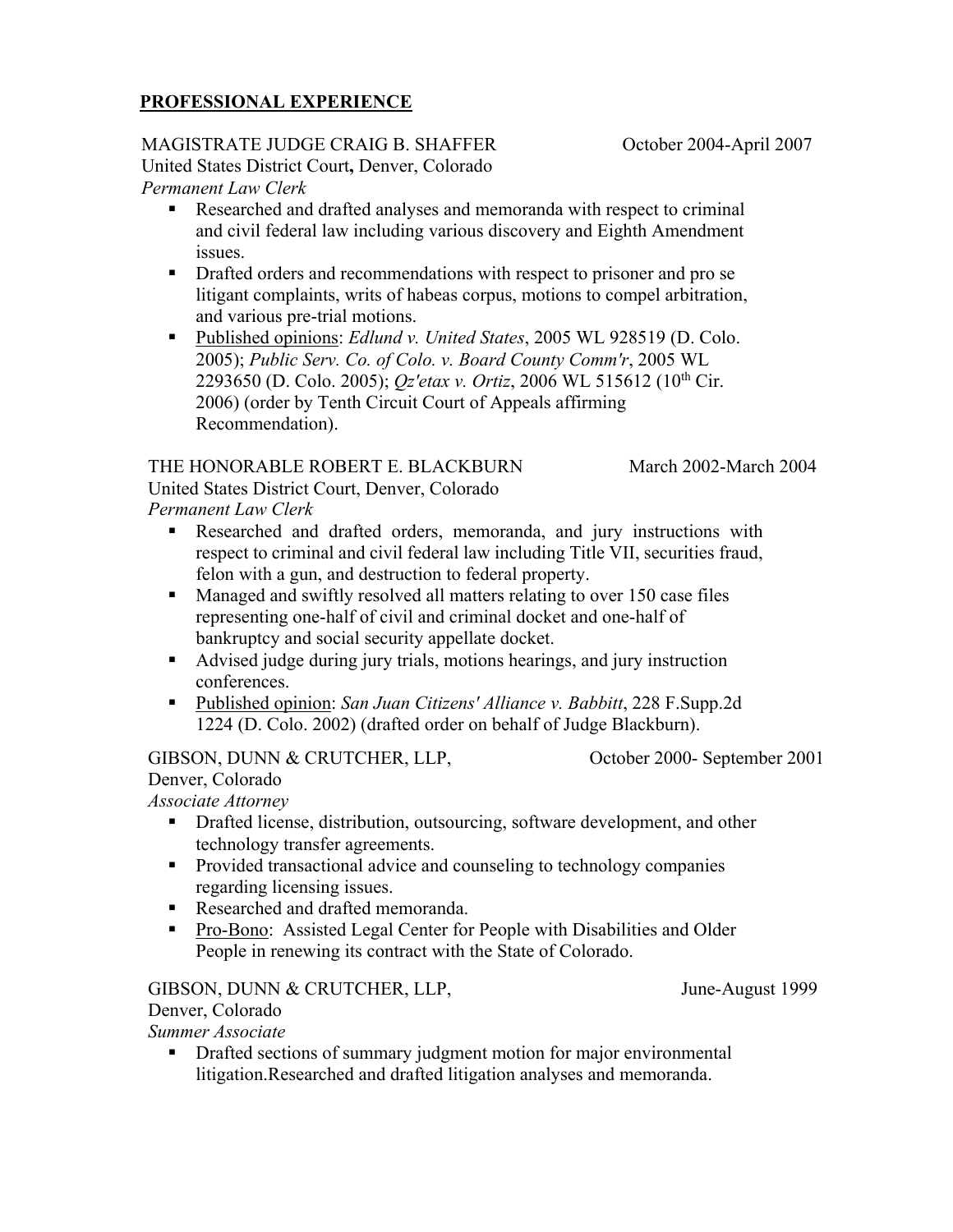## PROFESSIONAL EXPERIENCE

MAGISTRATE JUDGE CRAIG B. SHAFFER — October 2004-April 2007
United States District Court**,** Denver, Colorado
*Permanent Law Clerk*

- Researched and drafted analyses and memoranda with respect to criminal and civil federal law including various discovery and Eighth Amendment issues.
- Drafted orders and recommendations with respect to prisoner and pro se litigant complaints, writs of habeas corpus, motions to compel arbitration, and various pre-trial motions.
- Published opinions: *Edlund v. United States*, 2005 WL 928519 (D. Colo. 2005); *Public Serv. Co. of Colo. v. Board County Comm'r*, 2005 WL 2293650 (D. Colo. 2005); *Qz'etax v. Ortiz*, 2006 WL 515612 (10th Cir. 2006) (order by Tenth Circuit Court of Appeals affirming Recommendation).

THE HONORABLE ROBERT E. BLACKBURN — March 2002-March 2004
United States District Court, Denver, Colorado
*Permanent Law Clerk*

- Researched and drafted orders, memoranda, and jury instructions with respect to criminal and civil federal law including Title VII, securities fraud, felon with a gun, and destruction to federal property.
- Managed and swiftly resolved all matters relating to over 150 case files representing one-half of civil and criminal docket and one-half of bankruptcy and social security appellate docket.
- Advised judge during jury trials, motions hearings, and jury instruction conferences.
- Published opinion: *San Juan Citizens' Alliance v. Babbitt*, 228 F.Supp.2d 1224 (D. Colo. 2002) (drafted order on behalf of Judge Blackburn).

GIBSON, DUNN & CRUTCHER, LLP, — October 2000- September 2001
Denver, Colorado
*Associate Attorney*

- Drafted license, distribution, outsourcing, software development, and other technology transfer agreements.
- Provided transactional advice and counseling to technology companies regarding licensing issues.
- Researched and drafted memoranda.
- Pro-Bono: Assisted Legal Center for People with Disabilities and Older People in renewing its contract with the State of Colorado.

GIBSON, DUNN & CRUTCHER, LLP, — June-August 1999
Denver, Colorado
*Summer Associate*

- Drafted sections of summary judgment motion for major environmental litigation.Researched and drafted litigation analyses and memoranda.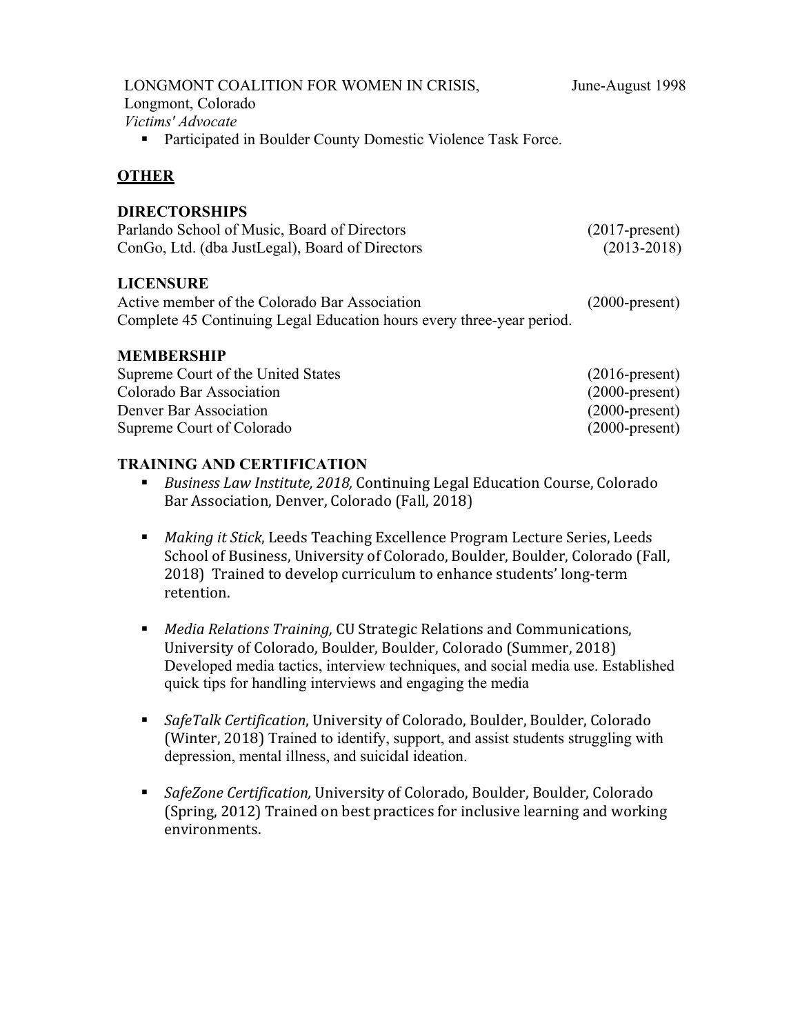LONGMONT COALITION FOR WOMEN IN CRISIS, June-August 1998
Longmont, Colorado
*Victims' Advocate*

- Participated in Boulder County Domestic Violence Task Force.

## OTHER

### DIRECTORSHIPS

Parlando School of Music, Board of Directors (2017-present)
ConGo, Ltd. (dba JustLegal), Board of Directors (2013-2018)

### LICENSURE

Active member of the Colorado Bar Association (2000-present)
Complete 45 Continuing Legal Education hours every three-year period.

### MEMBERSHIP

Supreme Court of the United States (2016-present)
Colorado Bar Association (2000-present)
Denver Bar Association (2000-present)
Supreme Court of Colorado (2000-present)

### TRAINING AND CERTIFICATION

- *Business Law Institute, 2018,* Continuing Legal Education Course, Colorado Bar Association, Denver, Colorado (Fall, 2018)

- *Making it Stick*, Leeds Teaching Excellence Program Lecture Series, Leeds School of Business, University of Colorado, Boulder, Boulder, Colorado (Fall, 2018) Trained to develop curriculum to enhance students' long-term retention.

- *Media Relations Training,* CU Strategic Relations and Communications, University of Colorado, Boulder, Boulder, Colorado (Summer, 2018) Developed media tactics, interview techniques, and social media use. Established quick tips for handling interviews and engaging the media

- *SafeTalk Certification*, University of Colorado, Boulder, Boulder, Colorado (Winter, 2018) Trained to identify, support, and assist students struggling with depression, mental illness, and suicidal ideation.

- *SafeZone Certification,* University of Colorado, Boulder, Boulder, Colorado (Spring, 2012) Trained on best practices for inclusive learning and working environments.